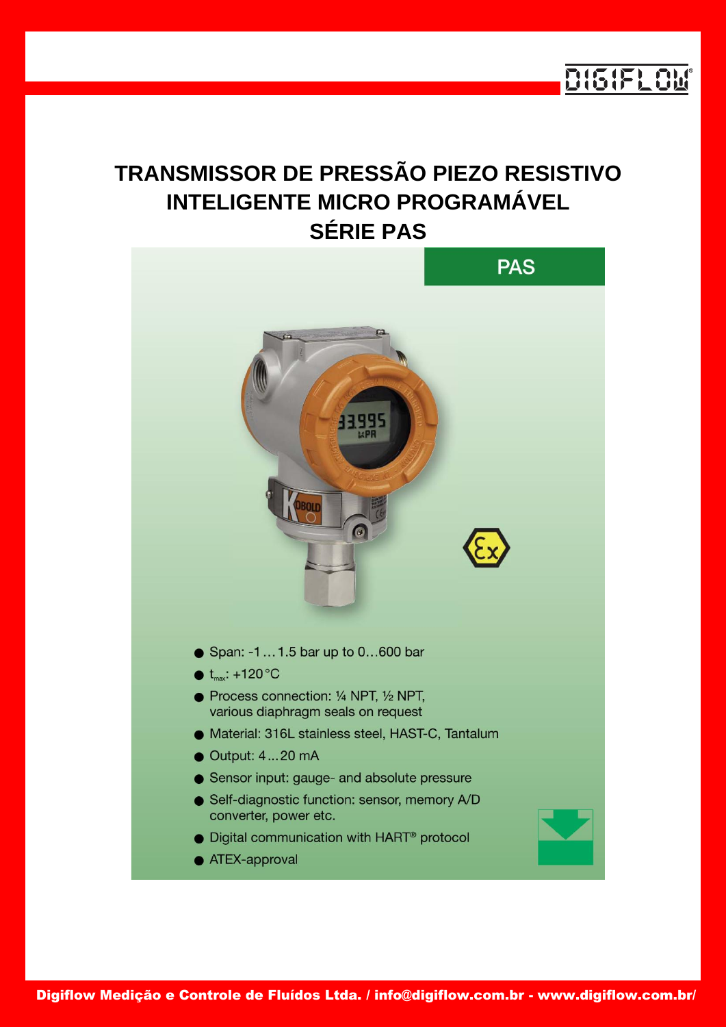# TRANSMISSOR DE PRESSÃO PIEZO RESISTIVO INTELIGENTE MICRO PROGRAMÁVEL SÉRIE PAS

## PAS

- Span: -1 ... 1.5 bar up to 0...600 bar
- $t_{max}$: +120 °C
- Process connection: ¼ NPT, ½ NPT, various diaphragm seals on request
- Material: 316L stainless steel, HAST-C, Tantalum
- Output: 4 ... 20 mA
- Sensor input: gauge- and absolute pressure
- Self-diagnostic function: sensor, memory A/D converter, power etc.
- Digital communication with HART® protocol
- ATEX-approval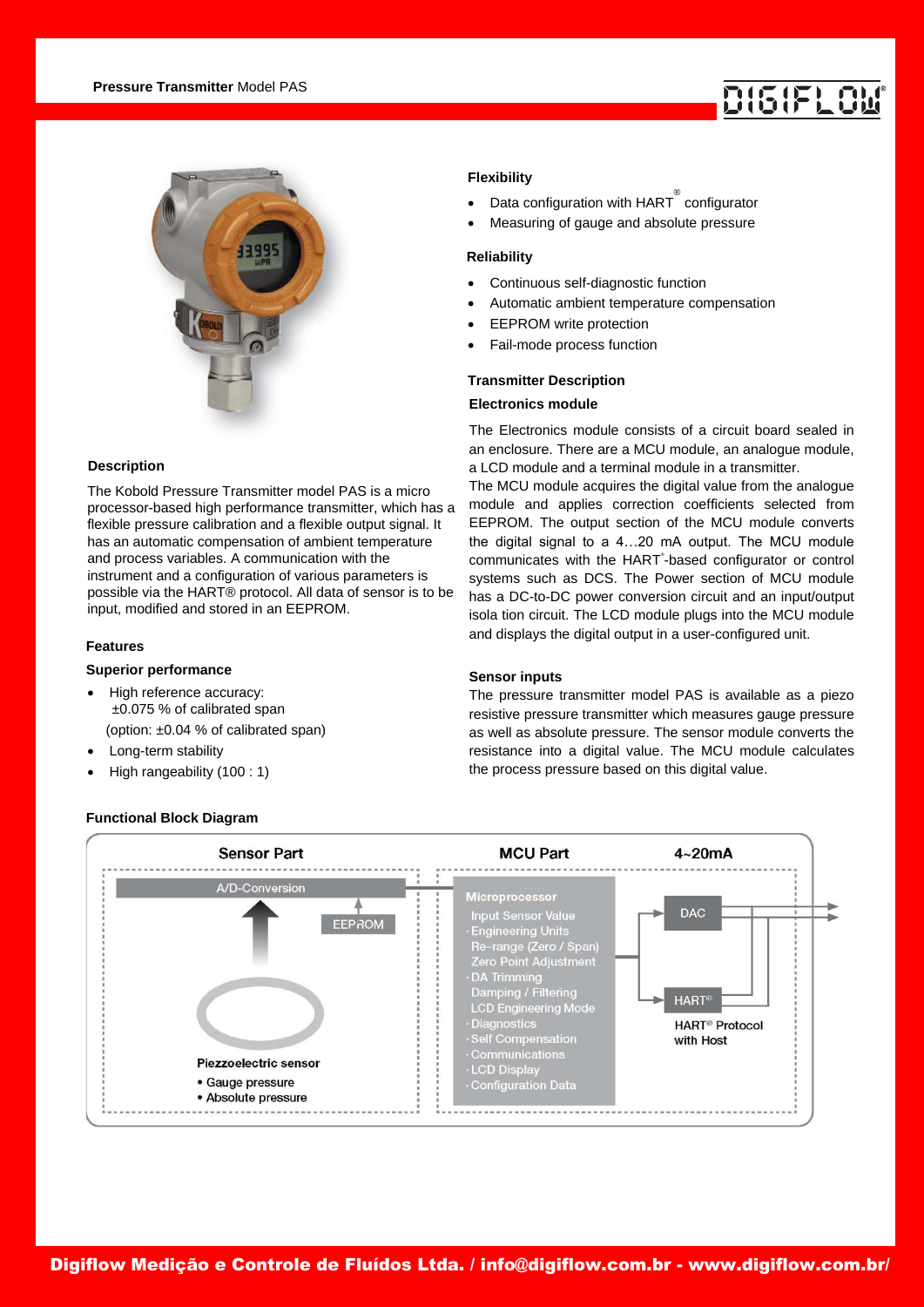## Description

The Kobold Pressure Transmitter model PAS is a micro processor-based high performance transmitter, which has a flexible pressure calibration and a flexible output signal. It has an automatic compensation of ambient temperature and process variables. A communication with the instrument and a configuration of various parameters is possible via the HART® protocol. All data of sensor is to be input, modified and stored in an EEPROM.

## Features

### Superior performance

- High reference accuracy: ±0.075 % of calibrated span (option: ±0.04 % of calibrated span)
- Long-term stability
- High rangeability (100 : 1)

### Flexibility

- Data configuration with HART® configurator
- Measuring of gauge and absolute pressure

### Reliability

- Continuous self-diagnostic function
- Automatic ambient temperature compensation
- EEPROM write protection
- Fail-mode process function

## Transmitter Description

### Electronics module

The Electronics module consists of a circuit board sealed in an enclosure. There are a MCU module, an analogue module, a LCD module and a terminal module in a transmitter.
The MCU module acquires the digital value from the analogue module and applies correction coefficients selected from EEPROM. The output section of the MCU module converts the digital signal to a 4…20 mA output. The MCU module communicates with the HART®-based configurator or control systems such as DCS. The Power section of MCU module has a DC-to-DC power conversion circuit and an input/output isola tion circuit. The LCD module plugs into the MCU module and displays the digital output in a user-configured unit.

### Sensor inputs

The pressure transmitter model PAS is available as a piezo resistive pressure transmitter which measures gauge pressure as well as absolute pressure. The sensor module converts the resistance into a digital value. The MCU module calculates the process pressure based on this digital value.

## Functional Block Diagram

**Sensor Part**
- A/D-Conversion
- EEPROM
- Piezzoelectric sensor
  - Gauge pressure
  - Absolute pressure

**MCU Part**
- Microprocessor
  - Input Sensor Value
  - Engineering Units
  - Re-range (Zero / Span)
  - Zero Point Adjustment
  - DA Trimming
  - Damping / Filtering
  - LCD Engineering Mode
  - Diagnostics
  - Self Compensation
  - Communications
  - LCD Display
  - Configuration Data

**4~20mA**
- DAC
- HART®
- HART® Protocol with Host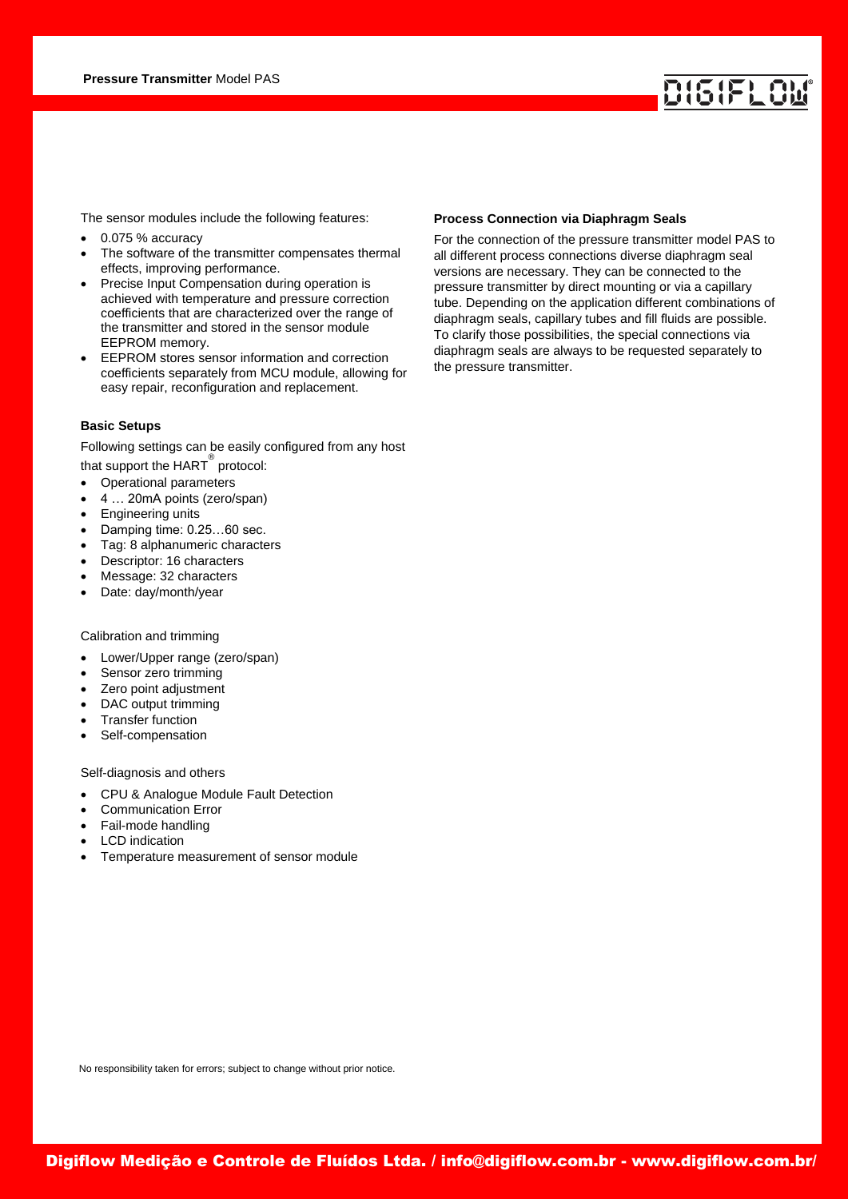The sensor modules include the following features:

- 0.075 % accuracy
- The software of the transmitter compensates thermal effects, improving performance.
- Precise Input Compensation during operation is achieved with temperature and pressure correction coefficients that are characterized over the range of the transmitter and stored in the sensor module EEPROM memory.
- EEPROM stores sensor information and correction coefficients separately from MCU module, allowing for easy repair, reconfiguration and replacement.

**Basic Setups**

Following settings can be easily configured from any host that support the HART® protocol:

- Operational parameters
- 4 … 20mA points (zero/span)
- Engineering units
- Damping time: 0.25…60 sec.
- Tag: 8 alphanumeric characters
- Descriptor: 16 characters
- Message: 32 characters
- Date: day/month/year

Calibration and trimming

- Lower/Upper range (zero/span)
- Sensor zero trimming
- Zero point adjustment
- DAC output trimming
- Transfer function
- Self-compensation

Self-diagnosis and others

- CPU & Analogue Module Fault Detection
- Communication Error
- Fail-mode handling
- LCD indication
- Temperature measurement of sensor module

**Process Connection via Diaphragm Seals**

For the connection of the pressure transmitter model PAS to all different process connections diverse diaphragm seal versions are necessary. They can be connected to the pressure transmitter by direct mounting or via a capillary tube. Depending on the application different combinations of diaphragm seals, capillary tubes and fill fluids are possible. To clarify those possibilities, the special connections via diaphragm seals are always to be requested separately to the pressure transmitter.

No responsibility taken for errors; subject to change without prior notice.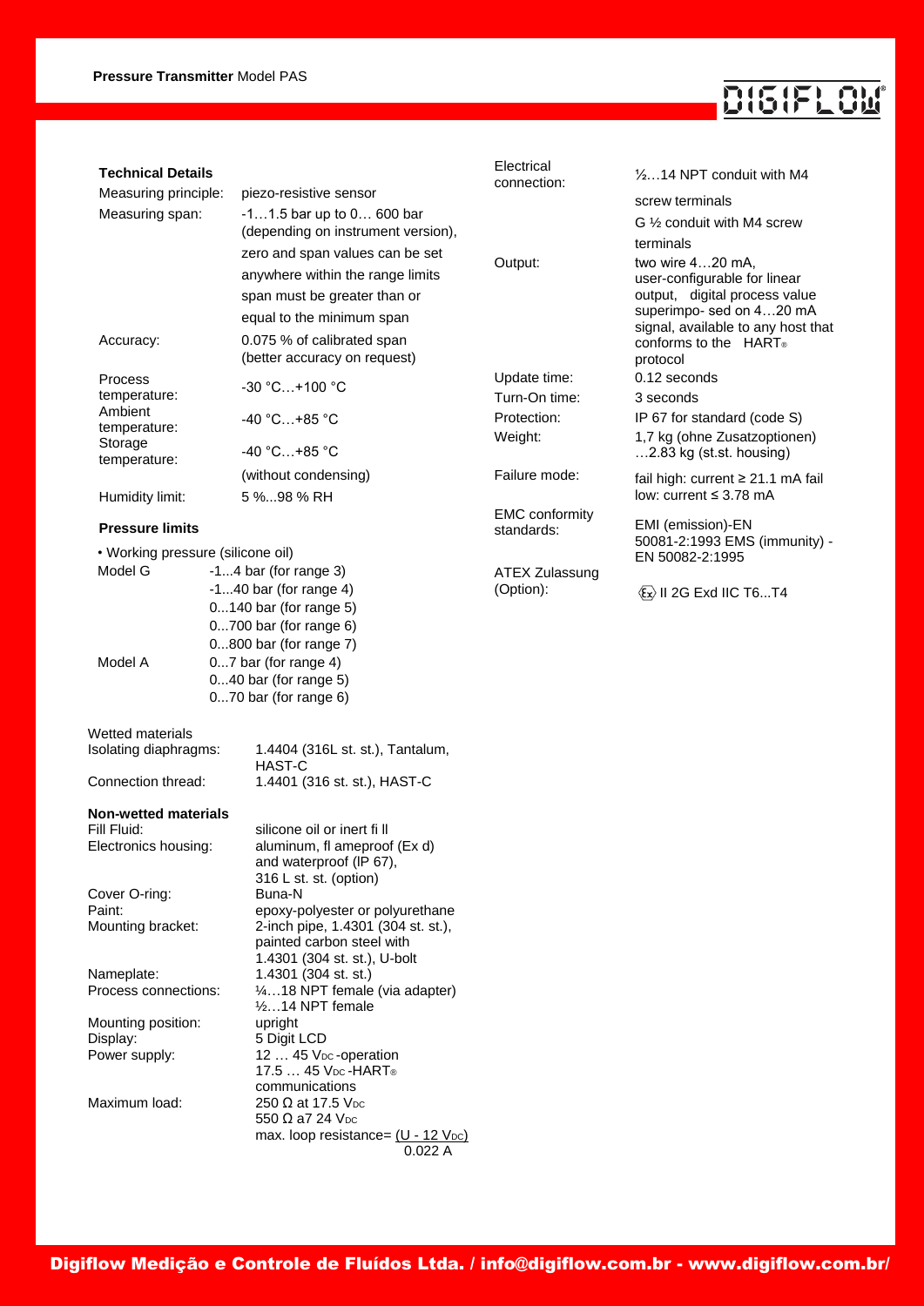## Technical Details

| | |
|---|---|
| Measuring principle: | piezo-resistive sensor |
| Measuring span: | -1…1.5 bar up to 0… 600 bar (depending on instrument version), zero and span values can be set anywhere within the range limits span must be greater than or equal to the minimum span |
| Accuracy: | 0.075 % of calibrated span (better accuracy on request) |
| Process temperature: | -30 °C…+100 °C |
| Ambient temperature: | -40 °C…+85 °C |
| Storage temperature: | -40 °C…+85 °C (without condensing) |
| Humidity limit: | 5 %...98 % RH |

### Pressure limits

• Working pressure (silicone oil)

| | |
|---|---|
| Model G | -1...4 bar (for range 3) |
| | -1...40 bar (for range 4) |
| | 0...140 bar (for range 5) |
| | 0...700 bar (for range 6) |
| | 0...800 bar (for range 7) |
| Model A | 0...7 bar (for range 4) |
| | 0...40 bar (for range 5) |
| | 0...70 bar (for range 6) |

Wetted materials

| | |
|---|---|
| Isolating diaphragms: | 1.4404 (316L st. st.), Tantalum, HAST-C |
| Connection thread: | 1.4401 (316 st. st.), HAST-C |

### Non-wetted materials

| | |
|---|---|
| Fill Fluid: | silicone oil or inert fi ll |
| Electronics housing: | aluminum, fl ameproof (Ex d) and waterproof (IP 67), 316 L st. st. (option) |
| Cover O-ring: | Buna-N |
| Paint: | epoxy-polyester or polyurethane |
| Mounting bracket: | 2-inch pipe, 1.4301 (304 st. st.), painted carbon steel with 1.4301 (304 st. st.), U-bolt |
| Nameplate: | 1.4301 (304 st. st.) |
| Process connections: | ¼…18 NPT female (via adapter) ½…14 NPT female |
| Mounting position: | upright |
| Display: | 5 Digit LCD |
| Power supply: | 12 … 45 $V_{DC}$ -operation 17.5 … 45 $V_{DC}$ -HART® communications |
| Maximum load: | 250 Ω at 17.5 $V_{DC}$ 550 Ω a7 24 $V_{DC}$ max. loop resistance= $\frac{(U - 12\ V_{DC})}{0.022\ A}$ |

| | |
|---|---|
| Electrical connection: | ½…14 NPT conduit with M4 screw terminals G ½ conduit with M4 screw terminals |
| Output: | two wire 4…20 mA, user-configurable for linear output, digital process value superimpo- sed on 4…20 mA signal, available to any host that conforms to the HART® protocol |
| Update time: | 0.12 seconds |
| Turn-On time: | 3 seconds |
| Protection: | IP 67 for standard (code S) |
| Weight: | 1,7 kg (ohne Zusatzoptionen) …2.83 kg (st.st. housing) |
| Failure mode: | fail high: current ≥ 21.1 mA fail low: current ≤ 3.78 mA |
| EMC conformity standards: | EMI (emission)-EN 50081-2:1993 EMS (immunity) - EN 50082-2:1995 |
| ATEX Zulassung (Option): | Ex II 2G Exd IIC T6...T4 |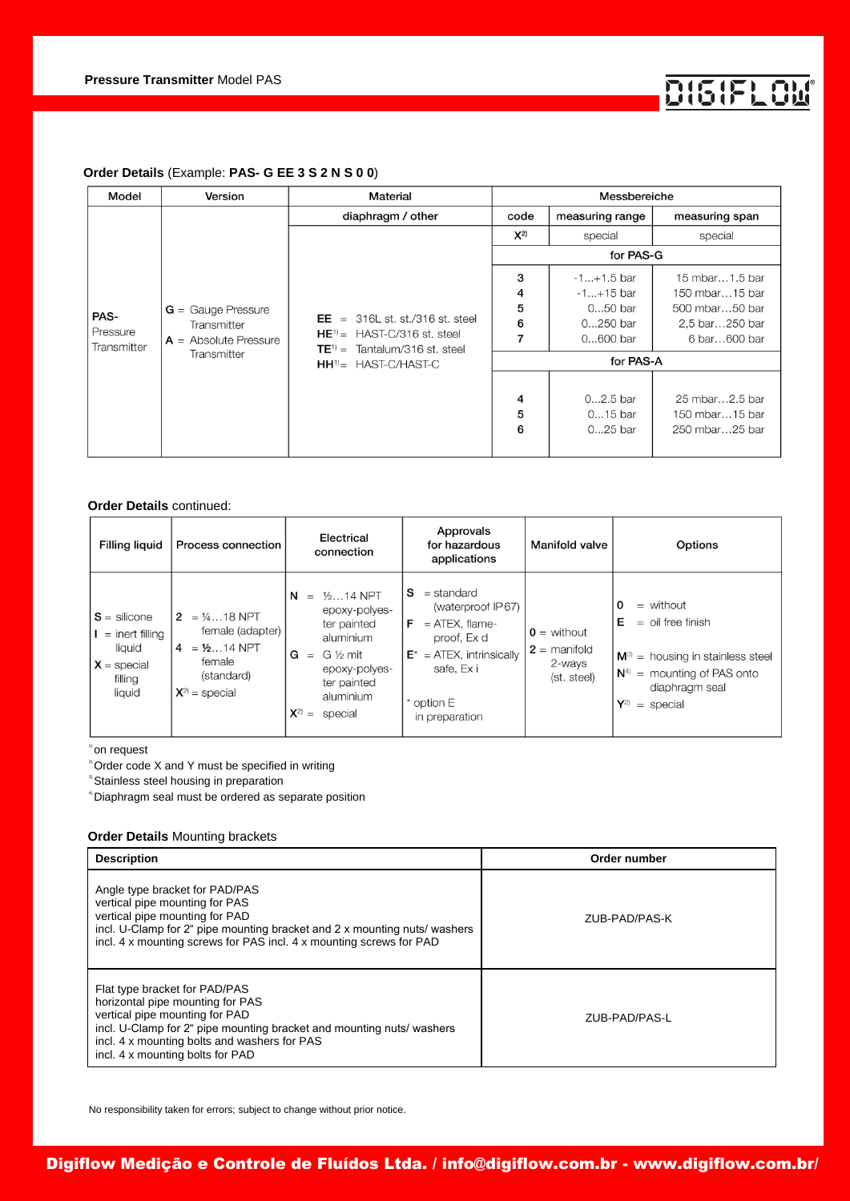**Order Details** (Example: **PAS- G EE 3 S 2 N S 0 0**)

| Model | Version | Material | Messbereiche | | |
|---|---|---|---|---|---|
| | | diaphragm / other | code | measuring range | measuring span |
| PAS- Pressure Transmitter | **G** = Gauge Pressure Transmitter<br>**A** = Absolute Pressure Transmitter | **EE** = 316L st. st./316 st. steel<br>**HE**[1] = HAST-C/316 st. steel<br>**TE**[1] = Tantalum/316 st. steel<br>**HH**[1] = HAST-C/HAST-C | **X**[2] | special | special |
| | | | for PAS-G | | |
| | | | 3 | -1…+1.5 bar | 15 mbar…1.5 bar |
| | | | 4 | -1…+15 bar | 150 mbar…15 bar |
| | | | 5 | 0…50 bar | 500 mbar…50 bar |
| | | | 6 | 0…250 bar | 2,5 bar…250 bar |
| | | | 7 | 0…600 bar | 6 bar…600 bar |
| | | | for PAS-A | | |
| | | | 4 | 0…2.5 bar | 25 mbar…2.5 bar |
| | | | 5 | 0…15 bar | 150 mbar…15 bar |
| | | | 6 | 0…25 bar | 250 mbar…25 bar |

**Order Details** continued:

| Filling liquid | Process connection | Electrical connection | Approvals for hazardous applications | Manifold valve | Options |
|---|---|---|---|---|---|
| **S** = silicone<br>**I** = inert filling liquid<br>**X** = special filling liquid | **2** = ¼…18 NPT female (adapter)<br>**4** = **½**…14 NPT female (standard)<br>**X**[2] = special | **N** = ½…14 NPT epoxy-polyester painted aluminium<br>**G** = G ½ mit epoxy-polyester painted aluminium<br>**X**[2] = special | **S** = standard (waterproof IP67)<br>**F** = ATEX, flame-proof, Ex d<br>**E*** = ATEX, intrinsically safe, Ex i<br><br>* option E in preparation | **0** = without<br>**2** = manifold 2-ways (st. steel) | **0** = without<br>**E** = oil free finish<br>**M**[3] = housing in stainless steel<br>**N**[4] = mounting of PAS onto diaphragm seal<br>**Y**[2] = special |

[1] on request
[2] Order code X and Y must be specified in writing
[3] Stainless steel housing in preparation
[4] Diaphragm seal must be ordered as separate position

**Order Details** Mounting brackets

| **Description** | **Order number** |
|---|---|
| Angle type bracket for PAD/PAS<br>vertical pipe mounting for PAS<br>vertical pipe mounting for PAD<br>incl. U-Clamp for 2" pipe mounting bracket and 2 x mounting nuts/ washers<br>incl. 4 x mounting screws for PAS incl. 4 x mounting screws for PAD | ZUB-PAD/PAS-K |
| Flat type bracket for PAD/PAS<br>horizontal pipe mounting for PAS<br>vertical pipe mounting for PAD<br>incl. U-Clamp for 2" pipe mounting bracket and mounting nuts/ washers<br>incl. 4 x mounting bolts and washers for PAS<br>incl. 4 x mounting bolts for PAD | ZUB-PAD/PAS-L |

No responsibility taken for errors; subject to change without prior notice.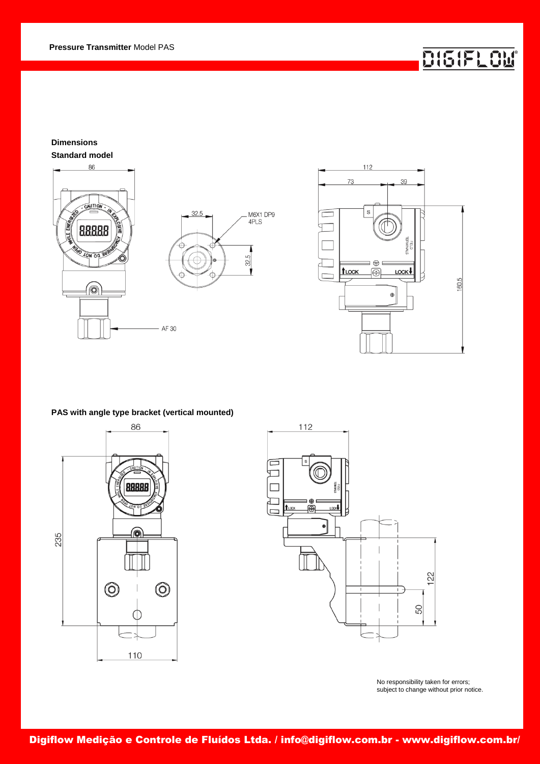## Dimensions

### Standard model

86

32.5

M6X1 DP9
4PLS

32.5

AF 30

112

73

39

160.5

### PAS with angle type bracket (vertical mounted)

86

235

110

112

122

50

No responsibility taken for errors;
subject to change without prior notice.